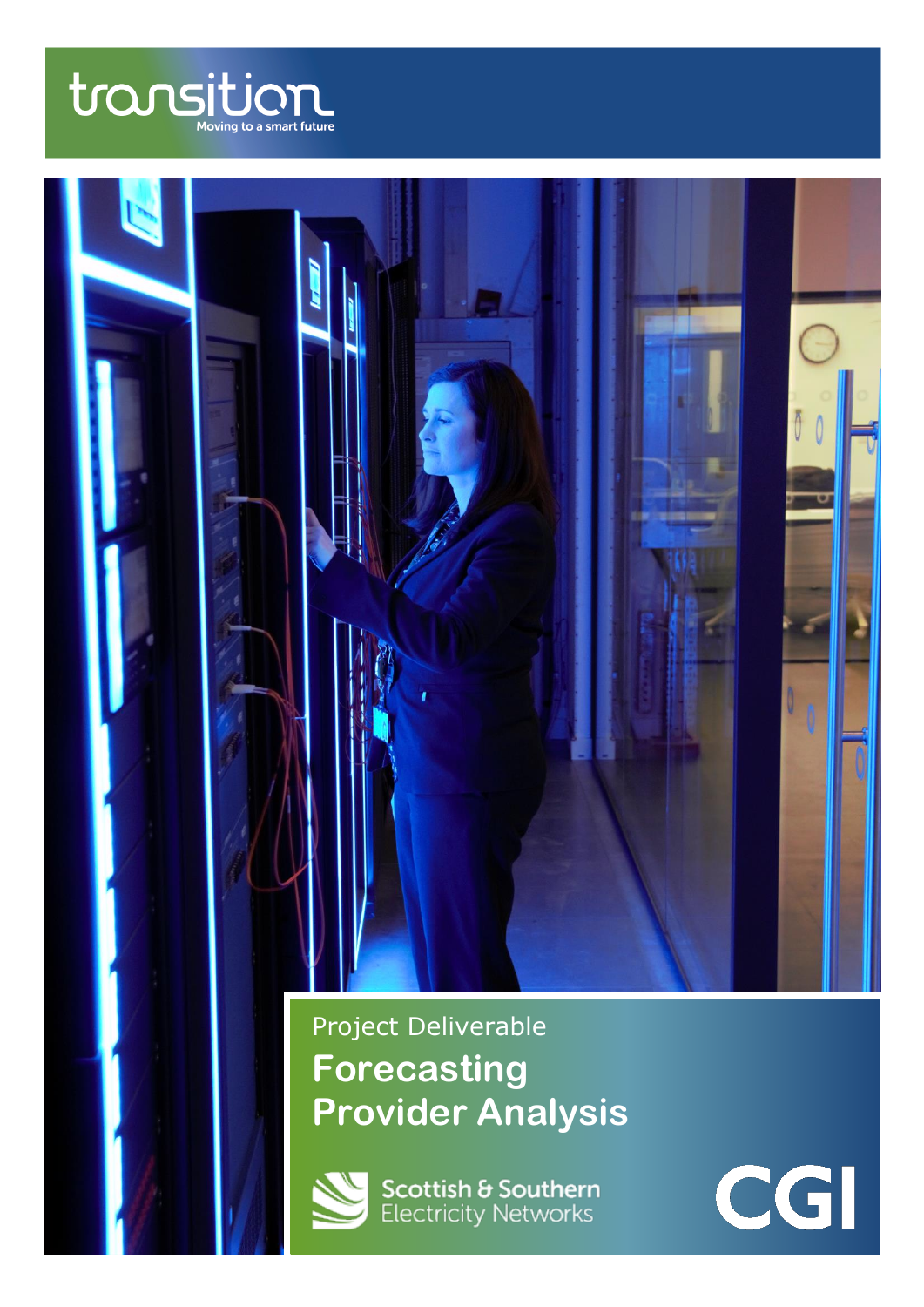transition

Moving to a smart future

Project Deliverable

# Forecasting Provider Analysis

Scottish & Southern Electricity Networks

CGI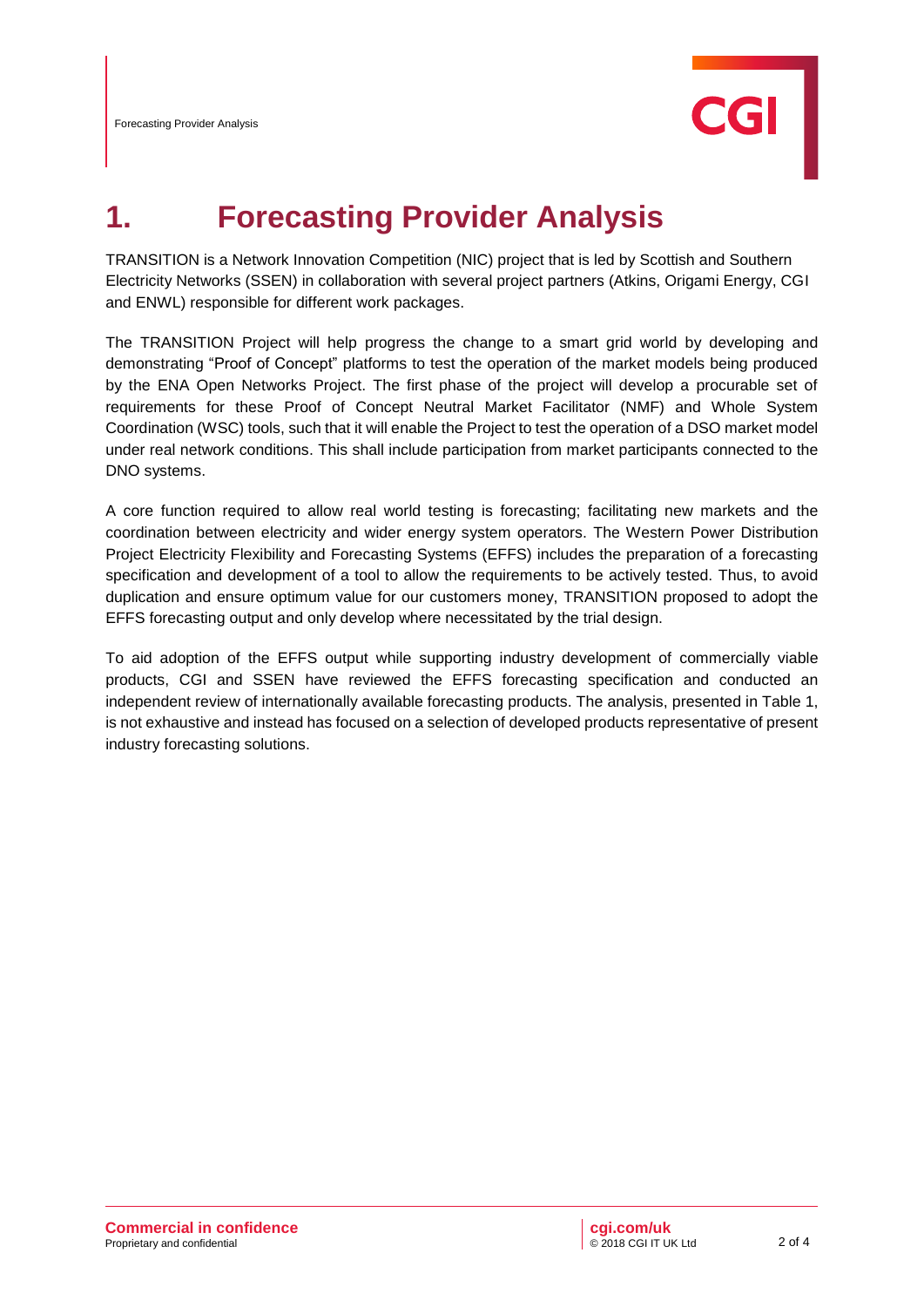# 1. Forecasting Provider Analysis

TRANSITION is a Network Innovation Competition (NIC) project that is led by Scottish and Southern Electricity Networks (SSEN) in collaboration with several project partners (Atkins, Origami Energy, CGI and ENWL) responsible for different work packages.

The TRANSITION Project will help progress the change to a smart grid world by developing and demonstrating "Proof of Concept" platforms to test the operation of the market models being produced by the ENA Open Networks Project. The first phase of the project will develop a procurable set of requirements for these Proof of Concept Neutral Market Facilitator (NMF) and Whole System Coordination (WSC) tools, such that it will enable the Project to test the operation of a DSO market model under real network conditions. This shall include participation from market participants connected to the DNO systems.

A core function required to allow real world testing is forecasting; facilitating new markets and the coordination between electricity and wider energy system operators. The Western Power Distribution Project Electricity Flexibility and Forecasting Systems (EFFS) includes the preparation of a forecasting specification and development of a tool to allow the requirements to be actively tested. Thus, to avoid duplication and ensure optimum value for our customers money, TRANSITION proposed to adopt the EFFS forecasting output and only develop where necessitated by the trial design.

To aid adoption of the EFFS output while supporting industry development of commercially viable products, CGI and SSEN have reviewed the EFFS forecasting specification and conducted an independent review of internationally available forecasting products. The analysis, presented in Table 1, is not exhaustive and instead has focused on a selection of developed products representative of present industry forecasting solutions.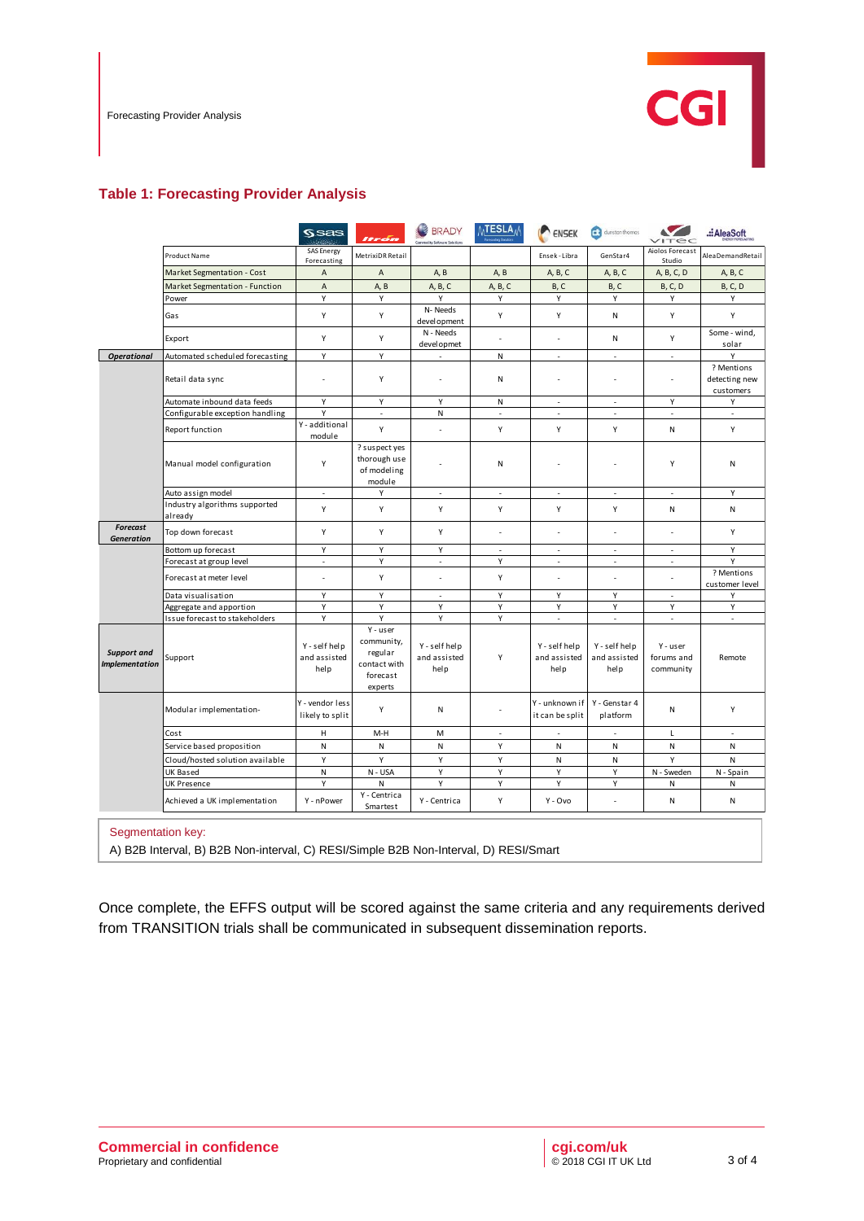## Table 1: Forecasting Provider Analysis

| | | SAS | Itron | Brady | Tesla | Ensek | Dunston Thomas | Vitec | AleaSoft |
|---|---|---|---|---|---|---|---|---|---|
| | Product Name | SAS Energy Forecasting | MetrixiDR Retail | | | Ensek - Libra | GenStar4 | Aiolos Forecast Studio | AleaDemandRetail |
| | Market Segmentation - Cost | A | A | A, B | A, B | A, B, C | A, B, C | A, B, C, D | A, B, C |
| | Market Segmentation - Function | A | A, B | A, B, C | A, B, C | B, C | B, C | B, C, D | B, C, D |
| | Power | Y | Y | Y | Y | Y | Y | Y | Y |
| | Gas | Y | Y | N- Needs development | Y | Y | N | Y | Y |
| | Export | Y | Y | N - Needs development | - | - | N | Y | Some - wind, solar |
| **Operational** | Automated scheduled forecasting | Y | Y | - | N | - | - | - | Y |
| | Retail data sync | - | Y | - | N | - | - | - | ? Mentions detecting new customers |
| | Automate inbound data feeds | Y | Y | Y | N | - | - | Y | Y |
| | Configurable exception handling | Y | - | N | - | - | - | - | - |
| | Report function | Y - additional module | Y | - | Y | Y | Y | N | Y |
| | Manual model configuration | Y | ? suspect yes thorough use of modeling module | - | N | - | - | Y | N |
| | Auto assign model | - | Y | - | - | - | - | - | Y |
| | Industry algorithms supported already | Y | Y | Y | Y | Y | Y | N | N |
| **Forecast Generation** | Top down forecast | Y | Y | Y | - | - | - | - | Y |
| | Bottom up forecast | Y | Y | Y | - | - | - | - | Y |
| | Forecast at group level | - | Y | - | Y | - | - | - | Y |
| | Forecast at meter level | - | Y | - | Y | - | - | - | ? Mentions customer level |
| | Data visualisation | Y | Y | - | Y | Y | Y | - | Y |
| | Aggregate and apportion | Y | Y | Y | Y | Y | Y | Y | Y |
| | Issue forecast to stakeholders | Y | Y | Y | Y | - | - | - | - |
| **Support and Implementation** | Support | Y - self help and assisted help | Y - user community, regular contact with forecast experts | Y - self help and assisted help | Y | Y - self help and assisted help | Y - self help and assisted help | Y - user forums and community | Remote |
| | Modular implementation- | Y - vendor less likely to split | Y | N | - | Y - unknown if it can be split | Y - Genstar 4 platform | N | Y |
| | Cost | H | M-H | M | - | - | - | L | - |
| | Service based proposition | N | N | N | Y | N | N | N | N |
| | Cloud/hosted solution available | Y | Y | Y | Y | N | N | Y | N |
| | UK Based | N | N - USA | Y | Y | Y | Y | N - Sweden | N - Spain |
| | UK Presence | Y | N | Y | Y | Y | Y | N | N |
| | Achieved a UK implementation | Y - nPower | Y - Centrica Smartest | Y - Centrica | Y | Y - Ovo | - | N | N |

Segmentation key:
A) B2B Interval, B) B2B Non-interval, C) RESI/Simple B2B Non-Interval, D) RESI/Smart

Once complete, the EFFS output will be scored against the same criteria and any requirements derived from TRANSITION trials shall be communicated in subsequent dissemination reports.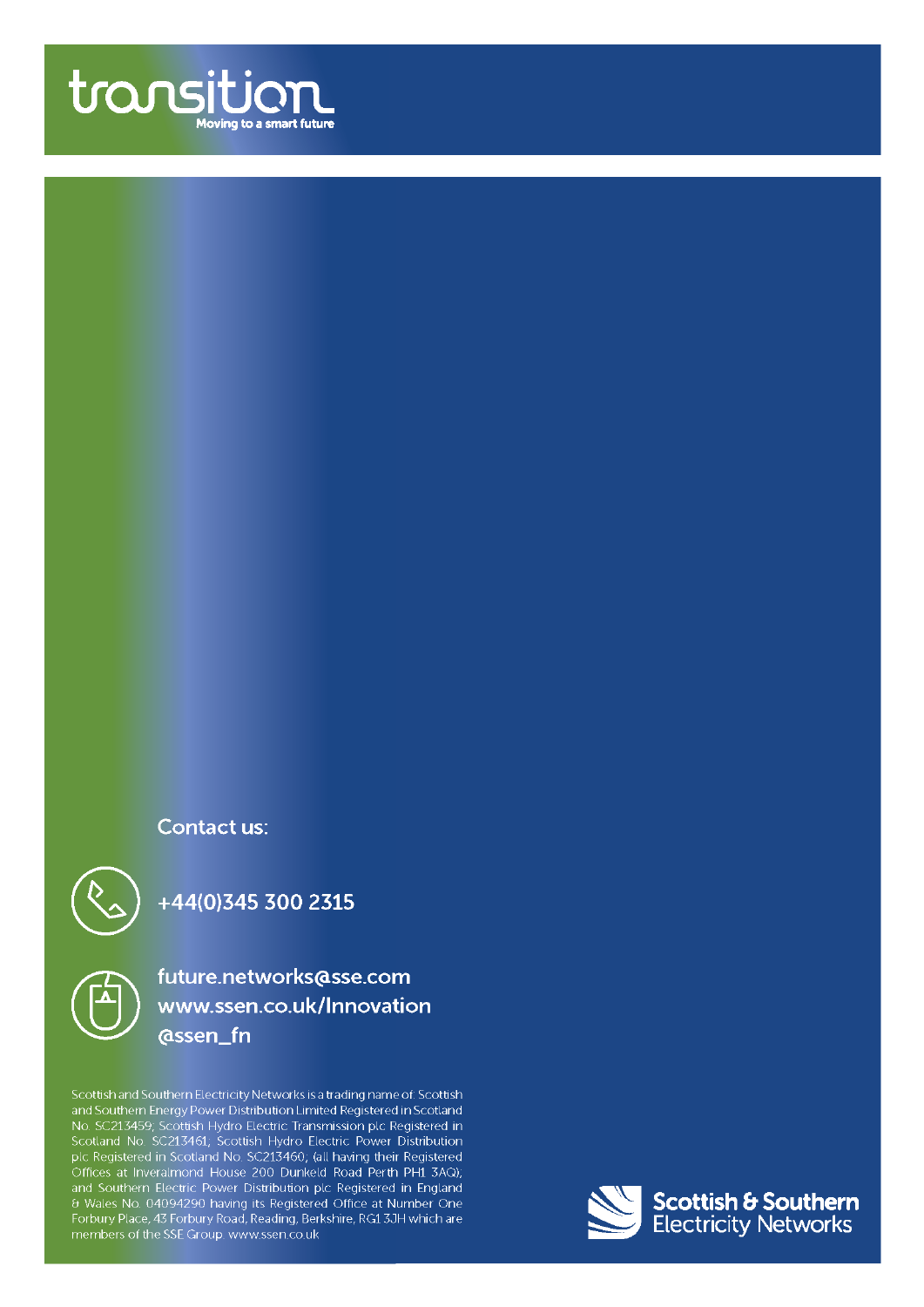transition

Moving to a smart future

Contact us:

+44(0)345 300 2315

future.networks@sse.com
www.ssen.co.uk/Innovation
@ssen_fn

Scottish and Southern Electricity Networks is a trading name of: Scottish and Southern Energy Power Distribution Limited Registered in Scotland No. SC213459; Scottish Hydro Electric Transmission plc Registered in Scotland No. SC213461; Scottish Hydro Electric Power Distribution plc Registered in Scotland No. SC213460; (all having their Registered Offices at Inveralmond House 200 Dunkeld Road Perth PH1 3AQ); and Southern Electric Power Distribution plc Registered in England & Wales No. 04094290 having its Registered Office at Number One Forbury Place, 43 Forbury Road, Reading, Berkshire, RG1 3JH which are members of the SSE Group www.ssen.co.uk

Scottish & Southern Electricity Networks